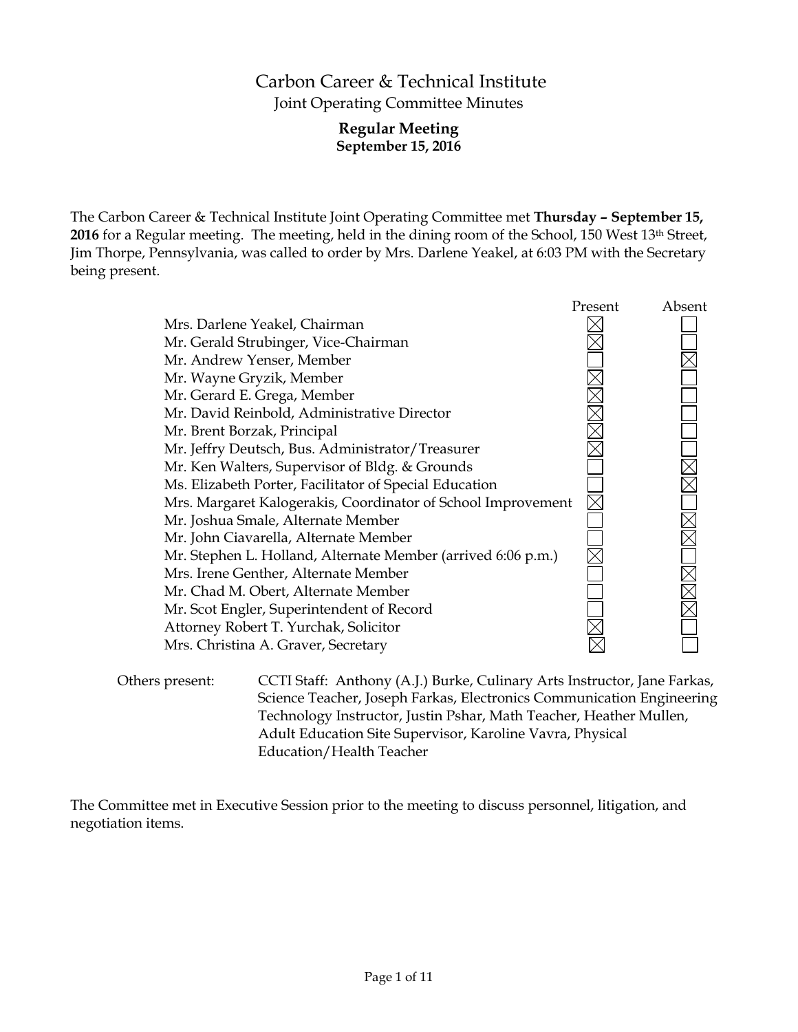# Carbon Career & Technical Institute

## Joint Operating Committee Minutes

### Regular Meeting
**September 15, 2016**

The Carbon Career & Technical Institute Joint Operating Committee met **Thursday – September 15, 2016** for a Regular meeting. The meeting, held in the dining room of the School, 150 West 13th Street, Jim Thorpe, Pennsylvania, was called to order by Mrs. Darlene Yeakel, at 6:03 PM with the Secretary being present.

| | Present | Absent |
|---|---|---|
| Mrs. Darlene Yeakel, Chairman | ☒ | ☐ |
| Mr. Gerald Strubinger, Vice-Chairman | ☒ | ☐ |
| Mr. Andrew Yenser, Member | ☐ | ☒ |
| Mr. Wayne Gryzik, Member | ☒ | ☐ |
| Mr. Gerard E. Grega, Member | ☒ | ☐ |
| Mr. David Reinbold, Administrative Director | ☒ | ☐ |
| Mr. Brent Borzak, Principal | ☒ | ☐ |
| Mr. Jeffry Deutsch, Bus. Administrator/Treasurer | ☒ | ☐ |
| Mr. Ken Walters, Supervisor of Bldg. & Grounds | ☐ | ☒ |
| Ms. Elizabeth Porter, Facilitator of Special Education | ☐ | ☒ |
| Mrs. Margaret Kalogerakis, Coordinator of School Improvement | ☒ | ☐ |
| Mr. Joshua Smale, Alternate Member | ☐ | ☒ |
| Mr. John Ciavarella, Alternate Member | ☐ | ☒ |
| Mr. Stephen L. Holland, Alternate Member (arrived 6:06 p.m.) | ☒ | ☐ |
| Mrs. Irene Genther, Alternate Member | ☐ | ☒ |
| Mr. Chad M. Obert, Alternate Member | ☐ | ☒ |
| Mr. Scot Engler, Superintendent of Record | ☐ | ☒ |
| Attorney Robert T. Yurchak, Solicitor | ☒ | ☐ |
| Mrs. Christina A. Graver, Secretary | ☒ | ☐ |

Others present: CCTI Staff: Anthony (A.J.) Burke, Culinary Arts Instructor, Jane Farkas, Science Teacher, Joseph Farkas, Electronics Communication Engineering Technology Instructor, Justin Pshar, Math Teacher, Heather Mullen, Adult Education Site Supervisor, Karoline Vavra, Physical Education/Health Teacher

The Committee met in Executive Session prior to the meeting to discuss personnel, litigation, and negotiation items.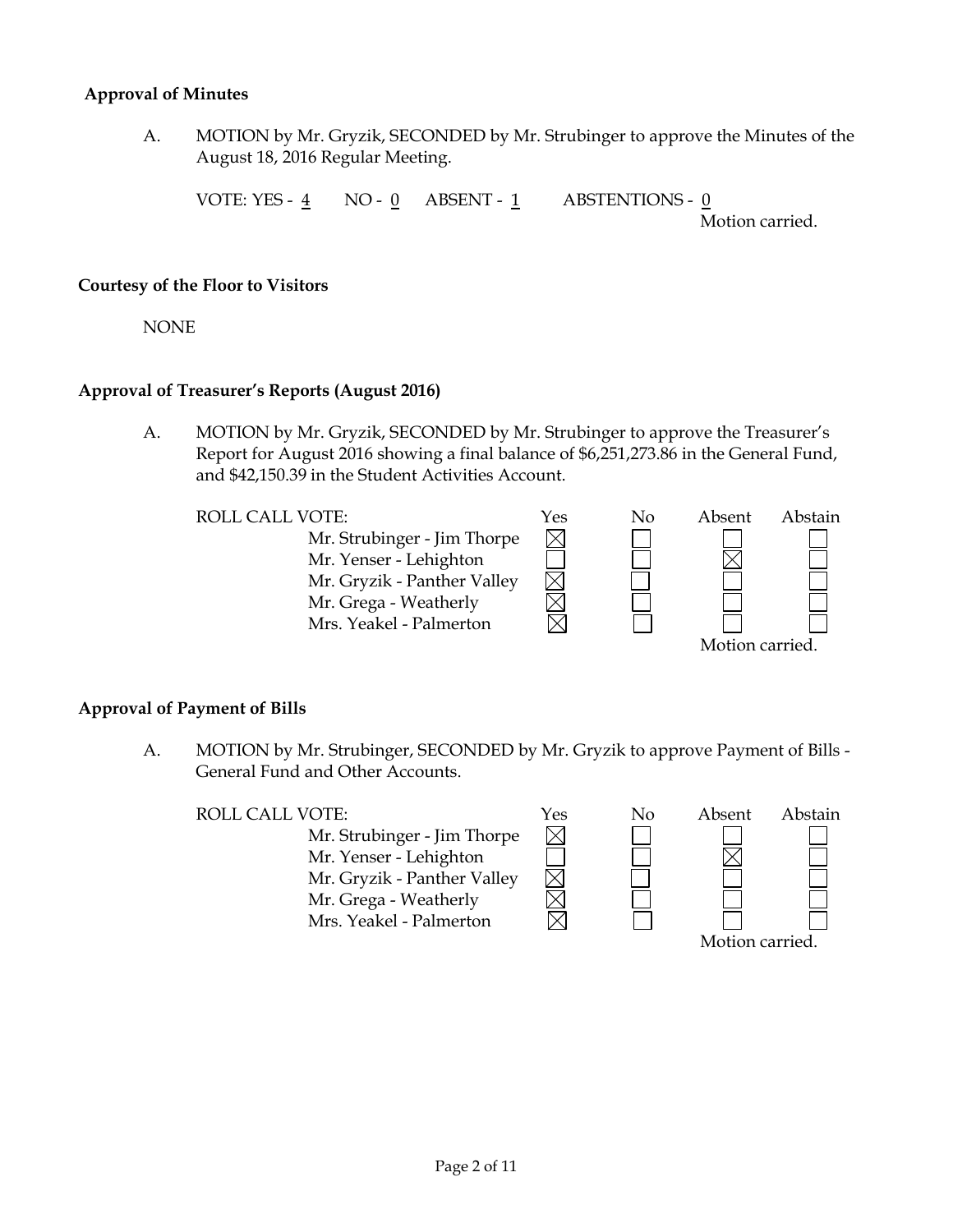**Approval of Minutes**

A. MOTION by Mr. Gryzik, SECONDED by Mr. Strubinger to approve the Minutes of the August 18, 2016 Regular Meeting.

VOTE: YES - 4 NO - 0 ABSENT - 1 ABSTENTIONS - 0

Motion carried.

**Courtesy of the Floor to Visitors**

NONE

**Approval of Treasurer's Reports (August 2016)**

A. MOTION by Mr. Gryzik, SECONDED by Mr. Strubinger to approve the Treasurer's Report for August 2016 showing a final balance of $6,251,273.86 in the General Fund, and $42,150.39 in the Student Activities Account.

| ROLL CALL VOTE: | Yes | No | Absent | Abstain |
|---|---|---|---|---|
| Mr. Strubinger - Jim Thorpe | ☒ | ☐ | ☐ | ☐ |
| Mr. Yenser - Lehighton | ☐ | ☐ | ☒ | ☐ |
| Mr. Gryzik - Panther Valley | ☒ | ☐ | ☐ | ☐ |
| Mr. Grega - Weatherly | ☒ | ☐ | ☐ | ☐ |
| Mrs. Yeakel - Palmerton | ☒ | ☐ | ☐ | ☐ |

Motion carried.

**Approval of Payment of Bills**

A. MOTION by Mr. Strubinger, SECONDED by Mr. Gryzik to approve Payment of Bills - General Fund and Other Accounts.

| ROLL CALL VOTE: | Yes | No | Absent | Abstain |
|---|---|---|---|---|
| Mr. Strubinger - Jim Thorpe | ☒ | ☐ | ☐ | ☐ |
| Mr. Yenser - Lehighton | ☐ | ☐ | ☒ | ☐ |
| Mr. Gryzik - Panther Valley | ☒ | ☐ | ☐ | ☐ |
| Mr. Grega - Weatherly | ☒ | ☐ | ☐ | ☐ |
| Mrs. Yeakel - Palmerton | ☒ | ☐ | ☐ | ☐ |

Motion carried.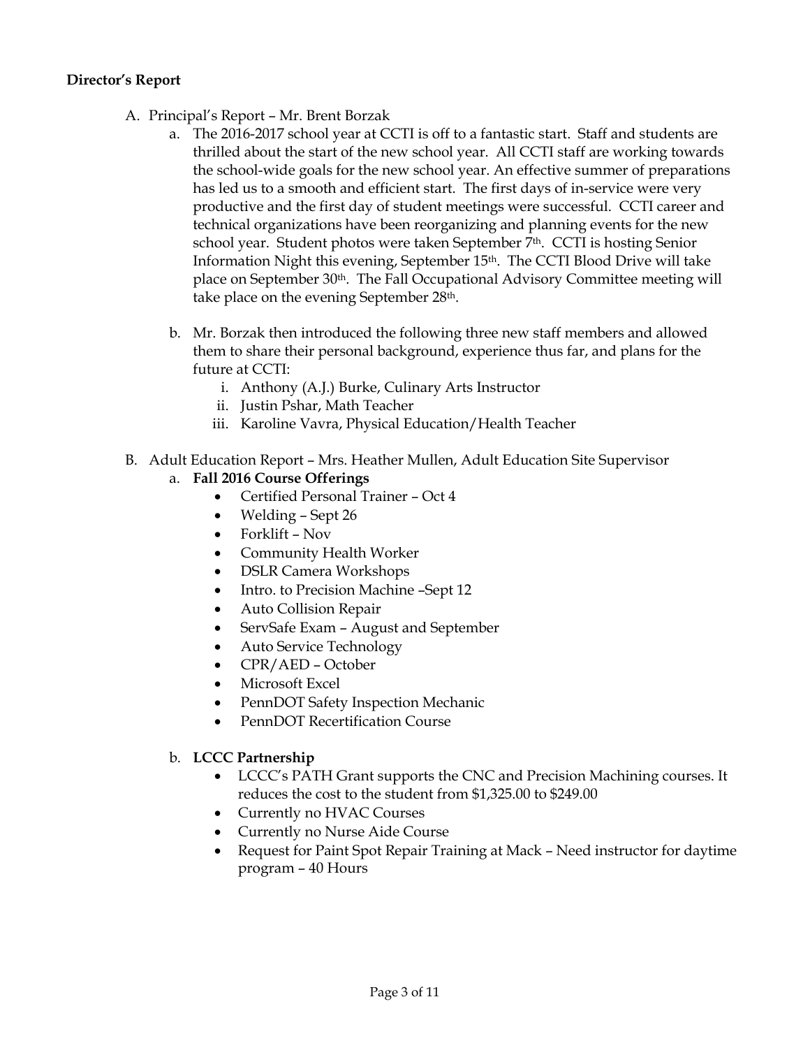**Director's Report**

A. Principal's Report – Mr. Brent Borzak
   a. The 2016-2017 school year at CCTI is off to a fantastic start. Staff and students are thrilled about the start of the new school year. All CCTI staff are working towards the school-wide goals for the new school year. An effective summer of preparations has led us to a smooth and efficient start. The first days of in-service were very productive and the first day of student meetings were successful. CCTI career and technical organizations have been reorganizing and planning events for the new school year. Student photos were taken September 7th. CCTI is hosting Senior Information Night this evening, September 15th. The CCTI Blood Drive will take place on September 30th. The Fall Occupational Advisory Committee meeting will take place on the evening September 28th.

   b. Mr. Borzak then introduced the following three new staff members and allowed them to share their personal background, experience thus far, and plans for the future at CCTI:
      i. Anthony (A.J.) Burke, Culinary Arts Instructor
      ii. Justin Pshar, Math Teacher
      iii. Karoline Vavra, Physical Education/Health Teacher

B. Adult Education Report – Mrs. Heather Mullen, Adult Education Site Supervisor
   a. **Fall 2016 Course Offerings**
      - Certified Personal Trainer – Oct 4
      - Welding – Sept 26
      - Forklift – Nov
      - Community Health Worker
      - DSLR Camera Workshops
      - Intro. to Precision Machine –Sept 12
      - Auto Collision Repair
      - ServSafe Exam – August and September
      - Auto Service Technology
      - CPR/AED – October
      - Microsoft Excel
      - PennDOT Safety Inspection Mechanic
      - PennDOT Recertification Course

   b. **LCCC Partnership**
      - LCCC's PATH Grant supports the CNC and Precision Machining courses. It reduces the cost to the student from $1,325.00 to $249.00
      - Currently no HVAC Courses
      - Currently no Nurse Aide Course
      - Request for Paint Spot Repair Training at Mack – Need instructor for daytime program – 40 Hours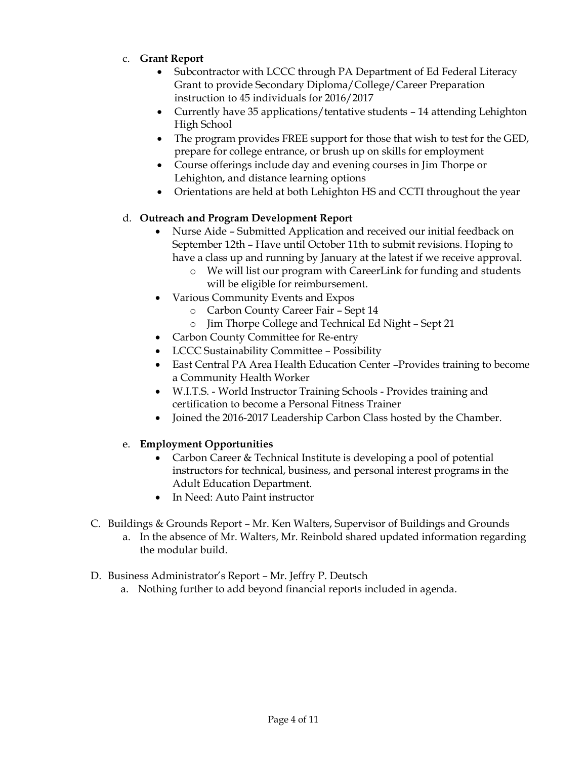c. **Grant Report**
   - Subcontractor with LCCC through PA Department of Ed Federal Literacy Grant to provide Secondary Diploma/College/Career Preparation instruction to 45 individuals for 2016/2017
   - Currently have 35 applications/tentative students – 14 attending Lehighton High School
   - The program provides FREE support for those that wish to test for the GED, prepare for college entrance, or brush up on skills for employment
   - Course offerings include day and evening courses in Jim Thorpe or Lehighton, and distance learning options
   - Orientations are held at both Lehighton HS and CCTI throughout the year

d. **Outreach and Program Development Report**
   - Nurse Aide – Submitted Application and received our initial feedback on September 12th – Have until October 11th to submit revisions. Hoping to have a class up and running by January at the latest if we receive approval.
     - We will list our program with CareerLink for funding and students will be eligible for reimbursement.
   - Various Community Events and Expos
     - Carbon County Career Fair – Sept 14
     - Jim Thorpe College and Technical Ed Night – Sept 21
   - Carbon County Committee for Re-entry
   - LCCC Sustainability Committee – Possibility
   - East Central PA Area Health Education Center –Provides training to become a Community Health Worker
   - W.I.T.S. - World Instructor Training Schools - Provides training and certification to become a Personal Fitness Trainer
   - Joined the 2016-2017 Leadership Carbon Class hosted by the Chamber.

e. **Employment Opportunities**
   - Carbon Career & Technical Institute is developing a pool of potential instructors for technical, business, and personal interest programs in the Adult Education Department.
   - In Need: Auto Paint instructor

C. Buildings & Grounds Report – Mr. Ken Walters, Supervisor of Buildings and Grounds
   a. In the absence of Mr. Walters, Mr. Reinbold shared updated information regarding the modular build.

D. Business Administrator's Report – Mr. Jeffry P. Deutsch
   a. Nothing further to add beyond financial reports included in agenda.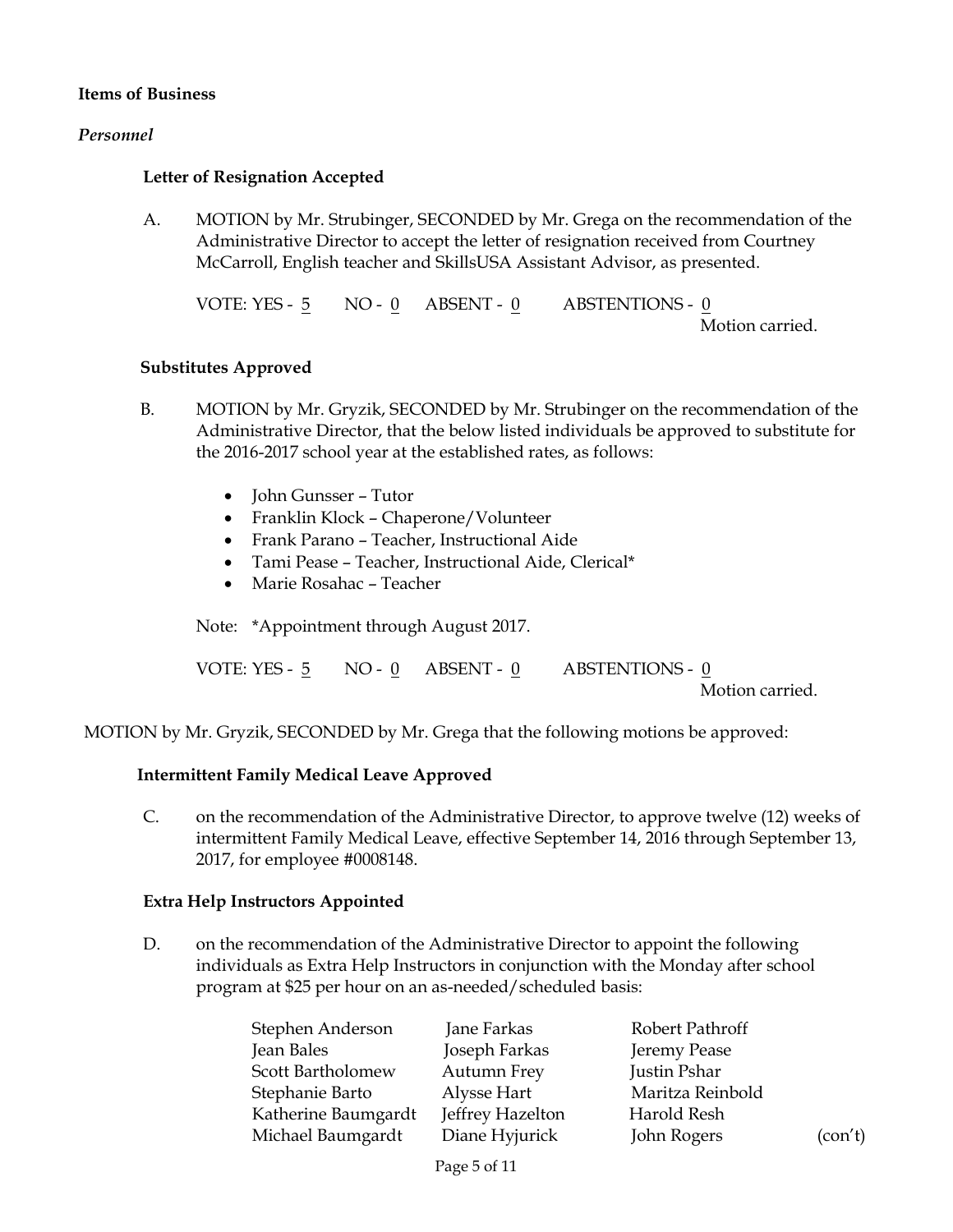**Items of Business**

*Personnel*

**Letter of Resignation Accepted**

A. MOTION by Mr. Strubinger, SECONDED by Mr. Grega on the recommendation of the Administrative Director to accept the letter of resignation received from Courtney McCarroll, English teacher and SkillsUSA Assistant Advisor, as presented.

VOTE: YES - 5 NO - 0 ABSENT - 0 ABSTENTIONS - 0
Motion carried.

**Substitutes Approved**

B. MOTION by Mr. Gryzik, SECONDED by Mr. Strubinger on the recommendation of the Administrative Director, that the below listed individuals be approved to substitute for the 2016-2017 school year at the established rates, as follows:

- John Gunsser – Tutor
- Franklin Klock – Chaperone/Volunteer
- Frank Parano – Teacher, Instructional Aide
- Tami Pease – Teacher, Instructional Aide, Clerical*
- Marie Rosahac – Teacher

Note: *Appointment through August 2017.

VOTE: YES - 5 NO - 0 ABSENT - 0 ABSTENTIONS - 0
Motion carried.

MOTION by Mr. Gryzik, SECONDED by Mr. Grega that the following motions be approved:

**Intermittent Family Medical Leave Approved**

C. on the recommendation of the Administrative Director, to approve twelve (12) weeks of intermittent Family Medical Leave, effective September 14, 2016 through September 13, 2017, for employee #0008148.

**Extra Help Instructors Appointed**

D. on the recommendation of the Administrative Director to appoint the following individuals as Extra Help Instructors in conjunction with the Monday after school program at $25 per hour on an as-needed/scheduled basis:

| | | |
|---|---|---|
| Stephen Anderson | Jane Farkas | Robert Pathroff |
| Jean Bales | Joseph Farkas | Jeremy Pease |
| Scott Bartholomew | Autumn Frey | Justin Pshar |
| Stephanie Barto | Alysse Hart | Maritza Reinbold |
| Katherine Baumgardt | Jeffrey Hazelton | Harold Resh |
| Michael Baumgardt | Diane Hyjurick | John Rogers |

(con't)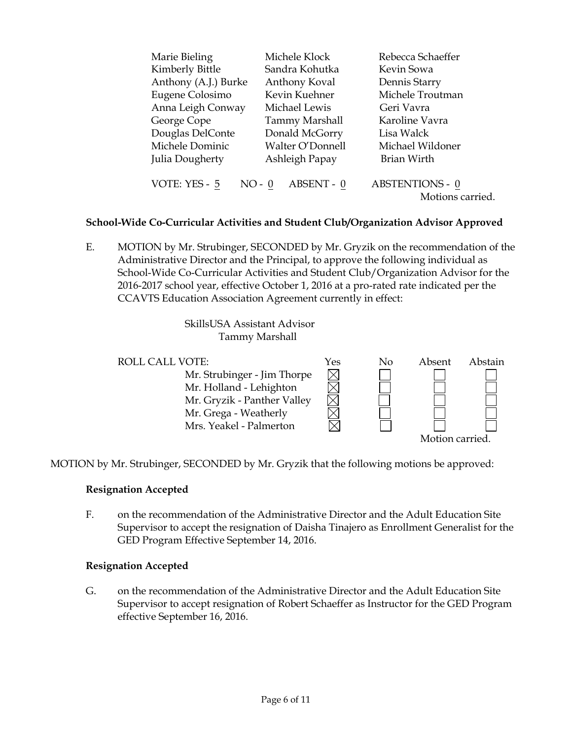| | | |
|---|---|---|
| Marie Bieling | Michele Klock | Rebecca Schaeffer |
| Kimberly Bittle | Sandra Kohutka | Kevin Sowa |
| Anthony (A.J.) Burke | Anthony Koval | Dennis Starry |
| Eugene Colosimo | Kevin Kuehner | Michele Troutman |
| Anna Leigh Conway | Michael Lewis | Geri Vavra |
| George Cope | Tammy Marshall | Karoline Vavra |
| Douglas DelConte | Donald McGorry | Lisa Walck |
| Michele Dominic | Walter O'Donnell | Michael Wildoner |
| Julia Dougherty | Ashleigh Papay | Brian Wirth |

VOTE: YES - 5 NO - 0 ABSENT - 0 ABSTENTIONS - 0

Motions carried.

**School-Wide Co-Curricular Activities and Student Club/Organization Advisor Approved**

E. MOTION by Mr. Strubinger, SECONDED by Mr. Gryzik on the recommendation of the Administrative Director and the Principal, to approve the following individual as School-Wide Co-Curricular Activities and Student Club/Organization Advisor for the 2016-2017 school year, effective October 1, 2016 at a pro-rated rate indicated per the CCAVTS Education Association Agreement currently in effect:

SkillsUSA Assistant Advisor
Tammy Marshall

ROLL CALL VOTE:

| | Yes | No | Absent | Abstain |
|---|---|---|---|---|
| Mr. Strubinger - Jim Thorpe | ☒ | ☐ | ☐ | ☐ |
| Mr. Holland - Lehighton | ☒ | ☐ | ☐ | ☐ |
| Mr. Gryzik - Panther Valley | ☒ | ☐ | ☐ | ☐ |
| Mr. Grega - Weatherly | ☒ | ☐ | ☐ | ☐ |
| Mrs. Yeakel - Palmerton | ☒ | ☐ | ☐ | ☐ |

Motion carried.

MOTION by Mr. Strubinger, SECONDED by Mr. Gryzik that the following motions be approved:

**Resignation Accepted**

F. on the recommendation of the Administrative Director and the Adult Education Site Supervisor to accept the resignation of Daisha Tinajero as Enrollment Generalist for the GED Program Effective September 14, 2016.

**Resignation Accepted**

G. on the recommendation of the Administrative Director and the Adult Education Site Supervisor to accept resignation of Robert Schaeffer as Instructor for the GED Program effective September 16, 2016.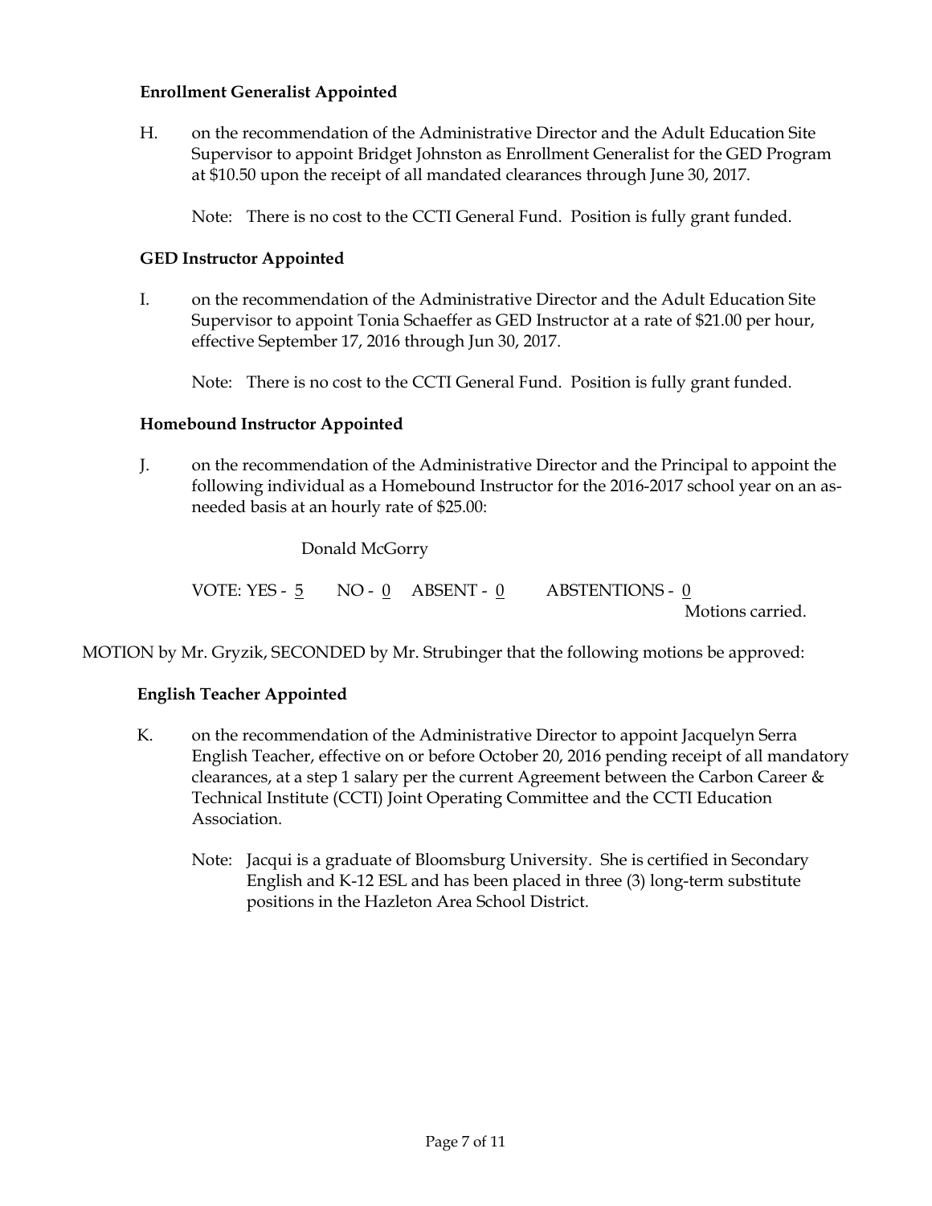**Enrollment Generalist Appointed**

H. on the recommendation of the Administrative Director and the Adult Education Site Supervisor to appoint Bridget Johnston as Enrollment Generalist for the GED Program at $10.50 upon the receipt of all mandated clearances through June 30, 2017.

Note: There is no cost to the CCTI General Fund. Position is fully grant funded.

**GED Instructor Appointed**

I. on the recommendation of the Administrative Director and the Adult Education Site Supervisor to appoint Tonia Schaeffer as GED Instructor at a rate of $21.00 per hour, effective September 17, 2016 through Jun 30, 2017.

Note: There is no cost to the CCTI General Fund. Position is fully grant funded.

**Homebound Instructor Appointed**

J. on the recommendation of the Administrative Director and the Principal to appoint the following individual as a Homebound Instructor for the 2016-2017 school year on an as-needed basis at an hourly rate of $25.00:

Donald McGorry

VOTE: YES - 5 NO - 0 ABSENT - 0 ABSTENTIONS - 0

Motions carried.

MOTION by Mr. Gryzik, SECONDED by Mr. Strubinger that the following motions be approved:

**English Teacher Appointed**

K. on the recommendation of the Administrative Director to appoint Jacquelyn Serra English Teacher, effective on or before October 20, 2016 pending receipt of all mandatory clearances, at a step 1 salary per the current Agreement between the Carbon Career & Technical Institute (CCTI) Joint Operating Committee and the CCTI Education Association.

Note: Jacqui is a graduate of Bloomsburg University. She is certified in Secondary English and K-12 ESL and has been placed in three (3) long-term substitute positions in the Hazleton Area School District.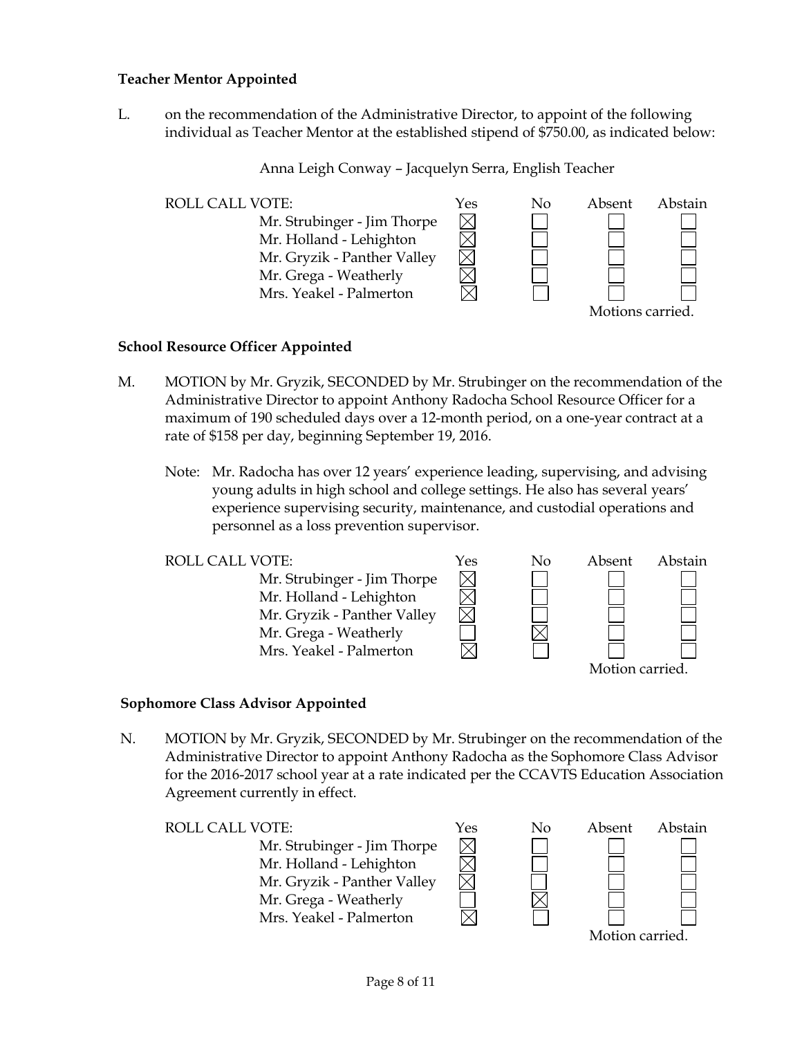**Teacher Mentor Appointed**

L. on the recommendation of the Administrative Director, to appoint of the following individual as Teacher Mentor at the established stipend of $750.00, as indicated below:

Anna Leigh Conway – Jacquelyn Serra, English Teacher

| ROLL CALL VOTE: | Yes | No | Absent | Abstain |
|---|---|---|---|---|
| Mr. Strubinger - Jim Thorpe | ☒ | ☐ | ☐ | ☐ |
| Mr. Holland - Lehighton | ☒ | ☐ | ☐ | ☐ |
| Mr. Gryzik - Panther Valley | ☒ | ☐ | ☐ | ☐ |
| Mr. Grega - Weatherly | ☒ | ☐ | ☐ | ☐ |
| Mrs. Yeakel - Palmerton | ☒ | ☐ | ☐ | ☐ |

Motions carried.

**School Resource Officer Appointed**

M. MOTION by Mr. Gryzik, SECONDED by Mr. Strubinger on the recommendation of the Administrative Director to appoint Anthony Radocha School Resource Officer for a maximum of 190 scheduled days over a 12-month period, on a one-year contract at a rate of $158 per day, beginning September 19, 2016.

Note: Mr. Radocha has over 12 years' experience leading, supervising, and advising young adults in high school and college settings. He also has several years' experience supervising security, maintenance, and custodial operations and personnel as a loss prevention supervisor.

| ROLL CALL VOTE: | Yes | No | Absent | Abstain |
|---|---|---|---|---|
| Mr. Strubinger - Jim Thorpe | ☒ | ☐ | ☐ | ☐ |
| Mr. Holland - Lehighton | ☒ | ☐ | ☐ | ☐ |
| Mr. Gryzik - Panther Valley | ☒ | ☐ | ☐ | ☐ |
| Mr. Grega - Weatherly | ☐ | ☒ | ☐ | ☐ |
| Mrs. Yeakel - Palmerton | ☒ | ☐ | ☐ | ☐ |

Motion carried.

**Sophomore Class Advisor Appointed**

N. MOTION by Mr. Gryzik, SECONDED by Mr. Strubinger on the recommendation of the Administrative Director to appoint Anthony Radocha as the Sophomore Class Advisor for the 2016-2017 school year at a rate indicated per the CCAVTS Education Association Agreement currently in effect.

| ROLL CALL VOTE: | Yes | No | Absent | Abstain |
|---|---|---|---|---|
| Mr. Strubinger - Jim Thorpe | ☒ | ☐ | ☐ | ☐ |
| Mr. Holland - Lehighton | ☒ | ☐ | ☐ | ☐ |
| Mr. Gryzik - Panther Valley | ☒ | ☐ | ☐ | ☐ |
| Mr. Grega - Weatherly | ☐ | ☒ | ☐ | ☐ |
| Mrs. Yeakel - Palmerton | ☒ | ☐ | ☐ | ☐ |

Motion carried.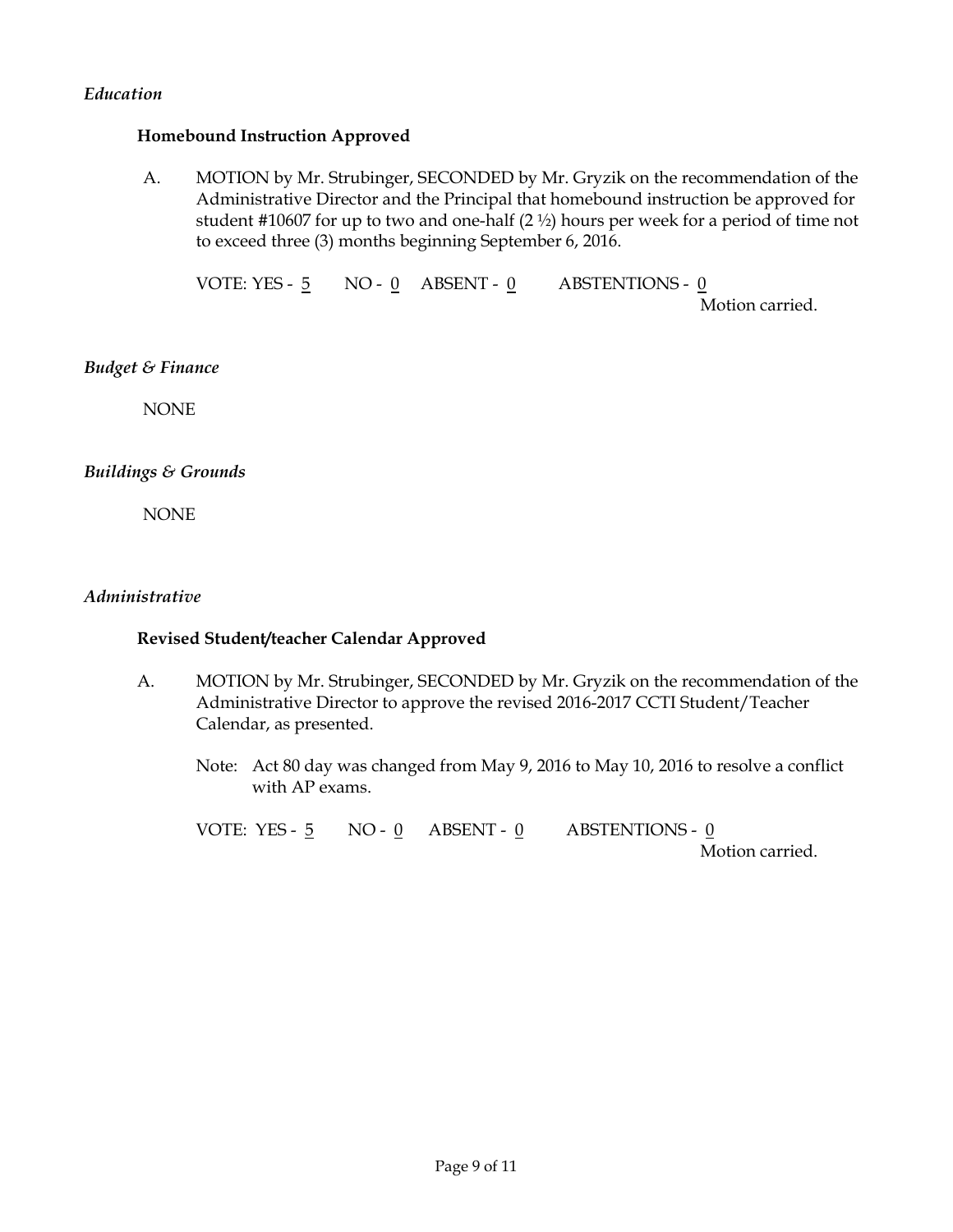*Education*

**Homebound Instruction Approved**

A. MOTION by Mr. Strubinger, SECONDED by Mr. Gryzik on the recommendation of the Administrative Director and the Principal that homebound instruction be approved for student #10607 for up to two and one-half (2 ½) hours per week for a period of time not to exceed three (3) months beginning September 6, 2016.

VOTE: YES - 5 NO - 0 ABSENT - 0 ABSTENTIONS - 0

Motion carried.

*Budget & Finance*

NONE

*Buildings & Grounds*

NONE

*Administrative*

**Revised Student/teacher Calendar Approved**

A. MOTION by Mr. Strubinger, SECONDED by Mr. Gryzik on the recommendation of the Administrative Director to approve the revised 2016-2017 CCTI Student/Teacher Calendar, as presented.

Note: Act 80 day was changed from May 9, 2016 to May 10, 2016 to resolve a conflict with AP exams.

VOTE: YES - 5 NO - 0 ABSENT - 0 ABSTENTIONS - 0

Motion carried.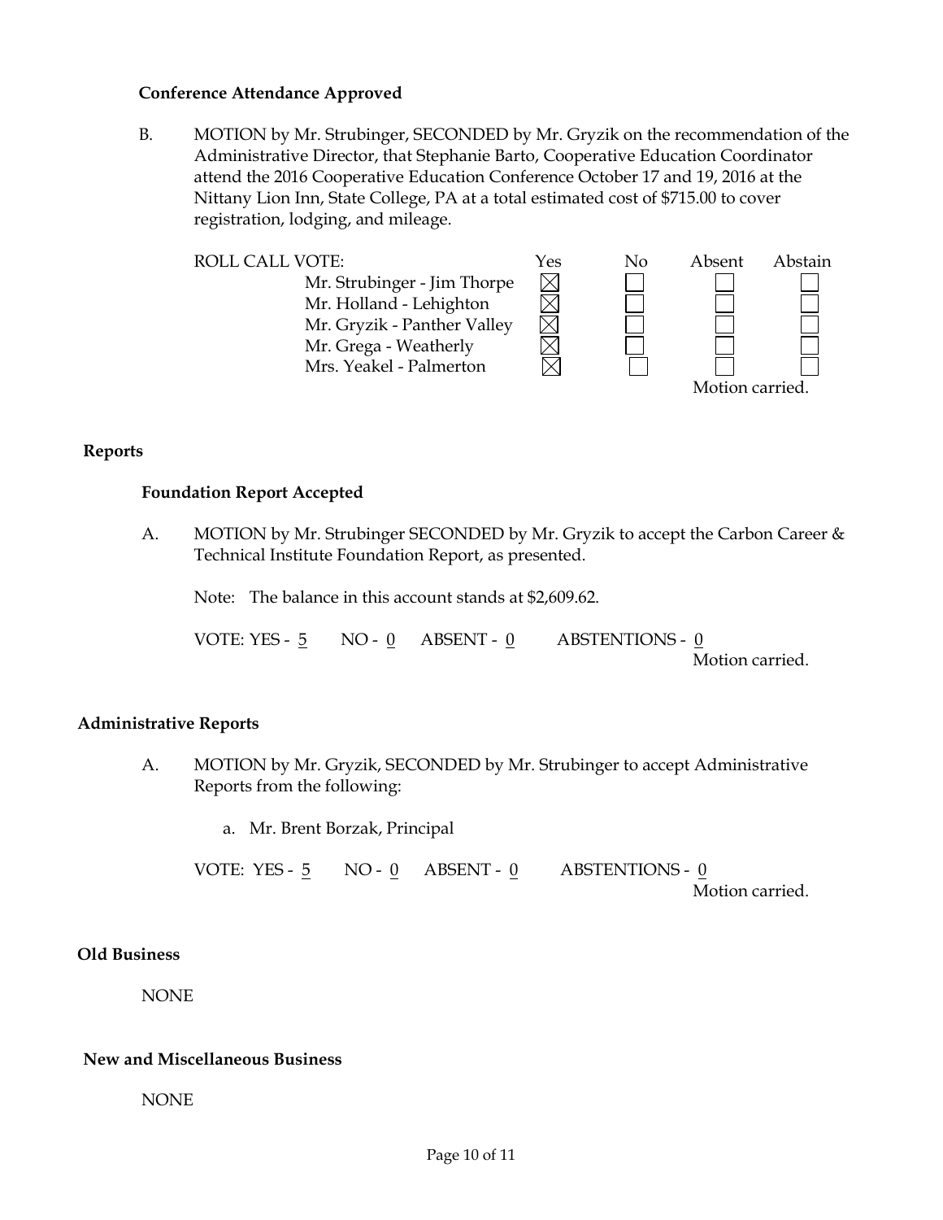**Conference Attendance Approved**

B. MOTION by Mr. Strubinger, SECONDED by Mr. Gryzik on the recommendation of the Administrative Director, that Stephanie Barto, Cooperative Education Coordinator attend the 2016 Cooperative Education Conference October 17 and 19, 2016 at the Nittany Lion Inn, State College, PA at a total estimated cost of $715.00 to cover registration, lodging, and mileage.

| ROLL CALL VOTE: | Yes | No | Absent | Abstain |
|---|---|---|---|---|
| Mr. Strubinger - Jim Thorpe | ☒ | ☐ | ☐ | ☐ |
| Mr. Holland - Lehighton | ☒ | ☐ | ☐ | ☐ |
| Mr. Gryzik - Panther Valley | ☒ | ☐ | ☐ | ☐ |
| Mr. Grega - Weatherly | ☒ | ☐ | ☐ | ☐ |
| Mrs. Yeakel - Palmerton | ☒ | ☐ | ☐ | ☐ |

Motion carried.

## Reports

**Foundation Report Accepted**

A. MOTION by Mr. Strubinger SECONDED by Mr. Gryzik to accept the Carbon Career & Technical Institute Foundation Report, as presented.

Note: The balance in this account stands at $2,609.62.

VOTE: YES - 5 NO - 0 ABSENT - 0 ABSTENTIONS - 0

Motion carried.

## Administrative Reports

A. MOTION by Mr. Gryzik, SECONDED by Mr. Strubinger to accept Administrative Reports from the following:

a. Mr. Brent Borzak, Principal

VOTE: YES - 5 NO - 0 ABSENT - 0 ABSTENTIONS - 0

Motion carried.

## Old Business

NONE

## New and Miscellaneous Business

NONE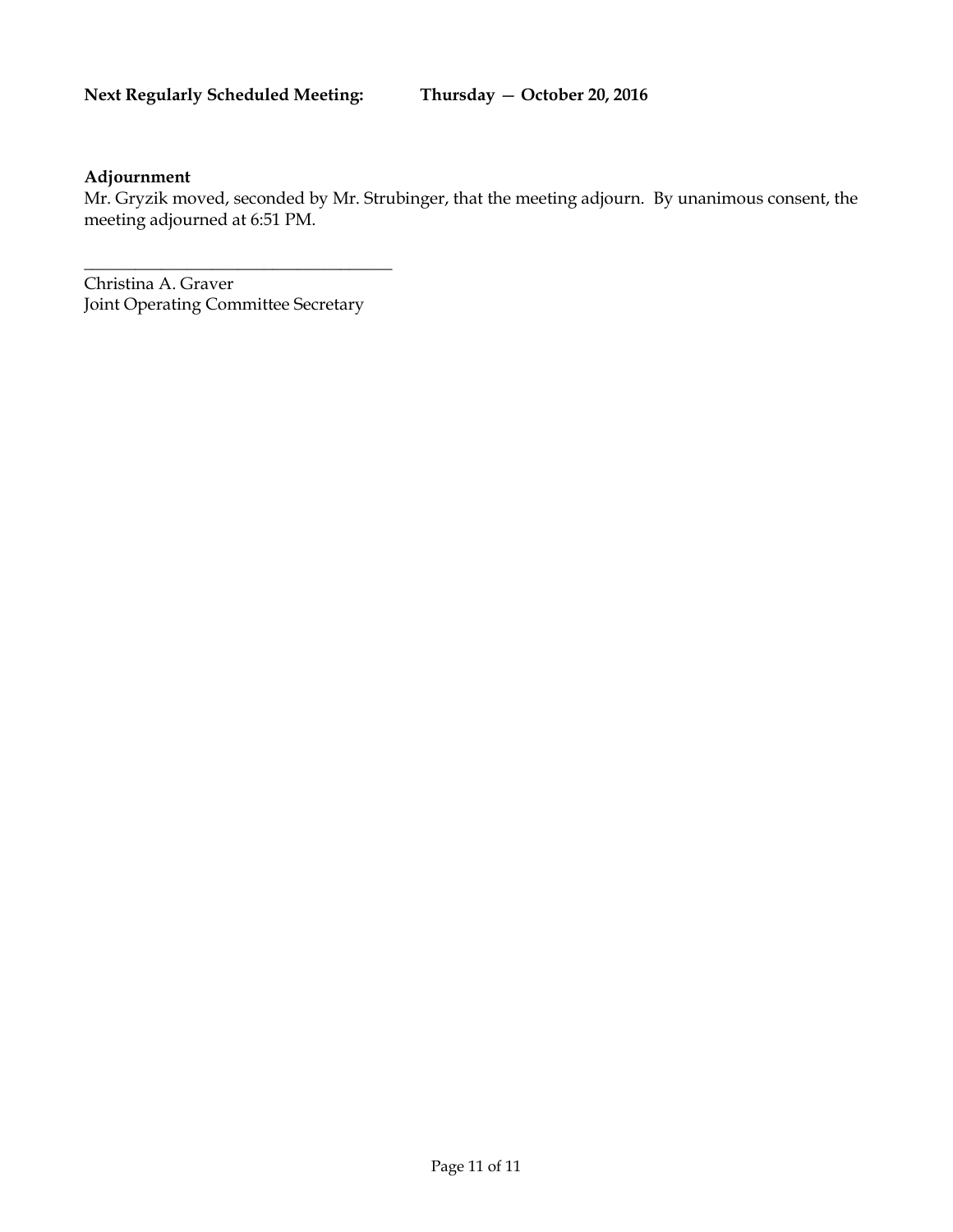**Next Regularly Scheduled Meeting:** **Thursday — October 20, 2016**

**Adjournment**

Mr. Gryzik moved, seconded by Mr. Strubinger, that the meeting adjourn. By unanimous consent, the meeting adjourned at 6:51 PM.

_____________________________________

Christina A. Graver
Joint Operating Committee Secretary